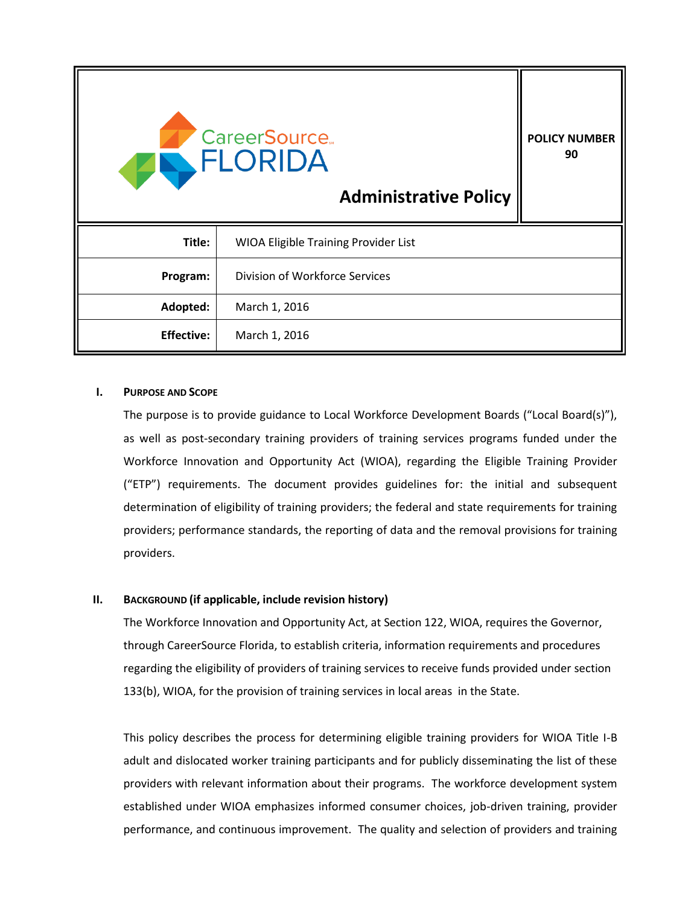CareerSource FLORIDA

**Administrative Policy**

**POLICY NUMBER 90**

| | |
|---|---|
| **Title:** | WIOA Eligible Training Provider List |
| **Program:** | Division of Workforce Services |
| **Adopted:** | March 1, 2016 |
| **Effective:** | March 1, 2016 |

## I. PURPOSE AND SCOPE

The purpose is to provide guidance to Local Workforce Development Boards ("Local Board(s)"), as well as post-secondary training providers of training services programs funded under the Workforce Innovation and Opportunity Act (WIOA), regarding the Eligible Training Provider ("ETP") requirements. The document provides guidelines for: the initial and subsequent determination of eligibility of training providers; the federal and state requirements for training providers; performance standards, the reporting of data and the removal provisions for training providers.

## II. BACKGROUND (if applicable, include revision history)

The Workforce Innovation and Opportunity Act, at Section 122, WIOA, requires the Governor, through CareerSource Florida, to establish criteria, information requirements and procedures regarding the eligibility of providers of training services to receive funds provided under section 133(b), WIOA, for the provision of training services in local areas in the State.

This policy describes the process for determining eligible training providers for WIOA Title I-B adult and dislocated worker training participants and for publicly disseminating the list of these providers with relevant information about their programs. The workforce development system established under WIOA emphasizes informed consumer choices, job-driven training, provider performance, and continuous improvement. The quality and selection of providers and training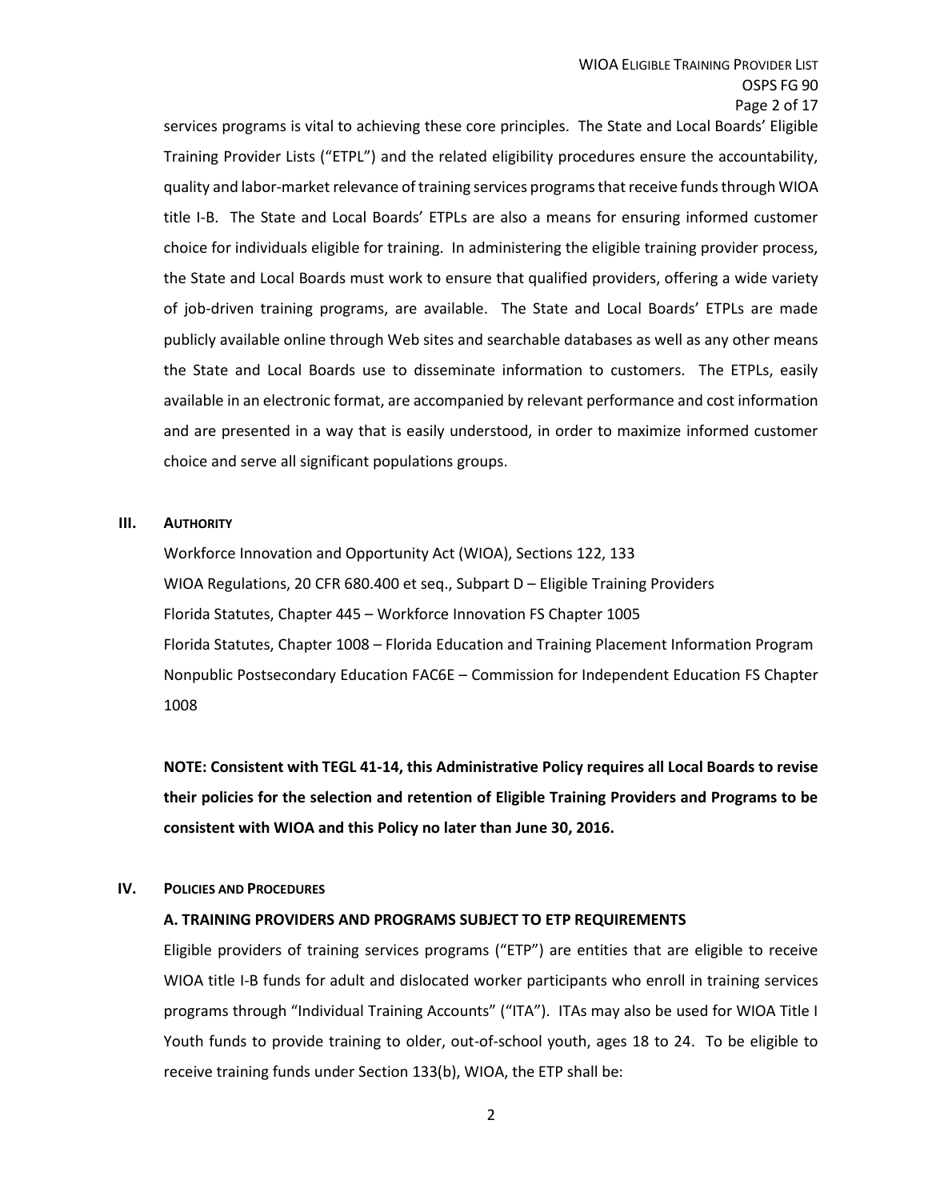services programs is vital to achieving these core principles. The State and Local Boards' Eligible Training Provider Lists ("ETPL") and the related eligibility procedures ensure the accountability, quality and labor-market relevance of training services programs that receive funds through WIOA title I-B. The State and Local Boards' ETPLs are also a means for ensuring informed customer choice for individuals eligible for training. In administering the eligible training provider process, the State and Local Boards must work to ensure that qualified providers, offering a wide variety of job-driven training programs, are available. The State and Local Boards' ETPLs are made publicly available online through Web sites and searchable databases as well as any other means the State and Local Boards use to disseminate information to customers. The ETPLs, easily available in an electronic format, are accompanied by relevant performance and cost information and are presented in a way that is easily understood, in order to maximize informed customer choice and serve all significant populations groups.

## III. AUTHORITY

Workforce Innovation and Opportunity Act (WIOA), Sections 122, 133
WIOA Regulations, 20 CFR 680.400 et seq., Subpart D – Eligible Training Providers
Florida Statutes, Chapter 445 – Workforce Innovation FS Chapter 1005
Florida Statutes, Chapter 1008 – Florida Education and Training Placement Information Program
Nonpublic Postsecondary Education FAC6E – Commission for Independent Education FS Chapter 1008

**NOTE: Consistent with TEGL 41-14, this Administrative Policy requires all Local Boards to revise their policies for the selection and retention of Eligible Training Providers and Programs to be consistent with WIOA and this Policy no later than June 30, 2016.**

## IV. POLICIES AND PROCEDURES

### A. TRAINING PROVIDERS AND PROGRAMS SUBJECT TO ETP REQUIREMENTS

Eligible providers of training services programs ("ETP") are entities that are eligible to receive WIOA title I-B funds for adult and dislocated worker participants who enroll in training services programs through "Individual Training Accounts" ("ITA"). ITAs may also be used for WIOA Title I Youth funds to provide training to older, out-of-school youth, ages 18 to 24. To be eligible to receive training funds under Section 133(b), WIOA, the ETP shall be: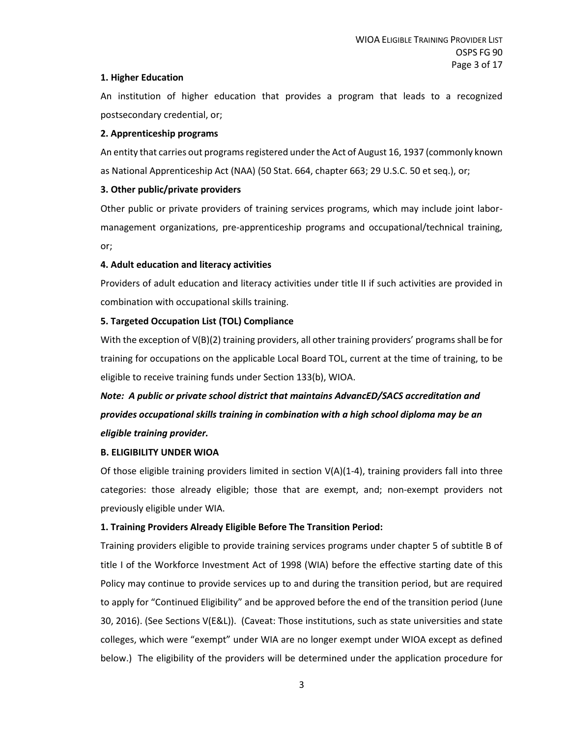**1. Higher Education**

An institution of higher education that provides a program that leads to a recognized postsecondary credential, or;

**2. Apprenticeship programs**

An entity that carries out programs registered under the Act of August 16, 1937 (commonly known as National Apprenticeship Act (NAA) (50 Stat. 664, chapter 663; 29 U.S.C. 50 et seq.), or;

**3. Other public/private providers**

Other public or private providers of training services programs, which may include joint labor-management organizations, pre-apprenticeship programs and occupational/technical training, or;

**4. Adult education and literacy activities**

Providers of adult education and literacy activities under title II if such activities are provided in combination with occupational skills training.

**5. Targeted Occupation List (TOL) Compliance**

With the exception of V(B)(2) training providers, all other training providers' programs shall be for training for occupations on the applicable Local Board TOL, current at the time of training, to be eligible to receive training funds under Section 133(b), WIOA.

***Note: A public or private school district that maintains AdvancED/SACS accreditation and provides occupational skills training in combination with a high school diploma may be an eligible training provider.***

**B. ELIGIBILITY UNDER WIOA**

Of those eligible training providers limited in section V(A)(1-4), training providers fall into three categories: those already eligible; those that are exempt, and; non-exempt providers not previously eligible under WIA.

**1. Training Providers Already Eligible Before The Transition Period:**

Training providers eligible to provide training services programs under chapter 5 of subtitle B of title I of the Workforce Investment Act of 1998 (WIA) before the effective starting date of this Policy may continue to provide services up to and during the transition period, but are required to apply for "Continued Eligibility" and be approved before the end of the transition period (June 30, 2016). (See Sections V(E&L)). (Caveat: Those institutions, such as state universities and state colleges, which were "exempt" under WIA are no longer exempt under WIOA except as defined below.) The eligibility of the providers will be determined under the application procedure for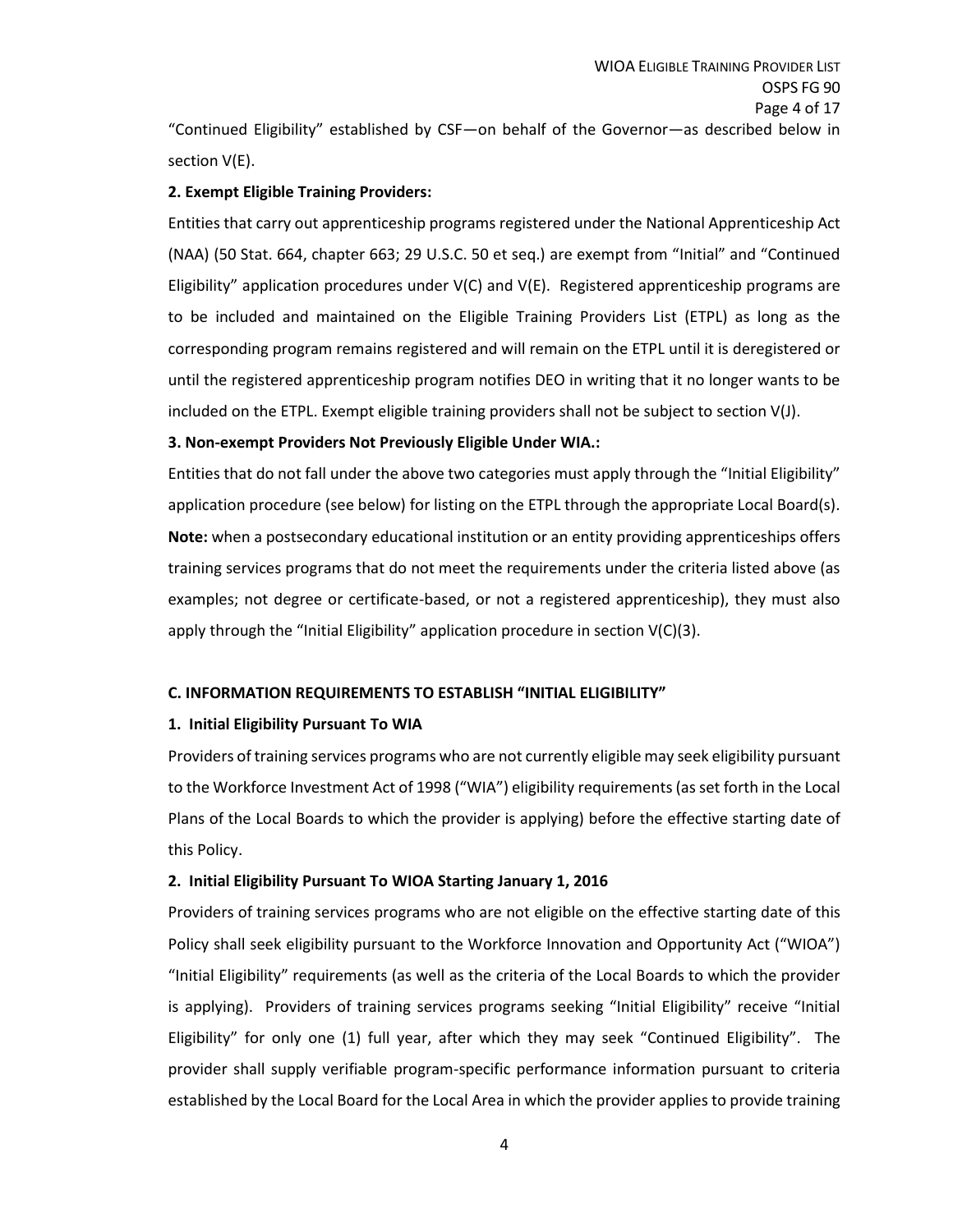"Continued Eligibility" established by CSF—on behalf of the Governor—as described below in section V(E).

**2. Exempt Eligible Training Providers:**

Entities that carry out apprenticeship programs registered under the National Apprenticeship Act (NAA) (50 Stat. 664, chapter 663; 29 U.S.C. 50 et seq.) are exempt from "Initial" and "Continued Eligibility" application procedures under V(C) and V(E). Registered apprenticeship programs are to be included and maintained on the Eligible Training Providers List (ETPL) as long as the corresponding program remains registered and will remain on the ETPL until it is deregistered or until the registered apprenticeship program notifies DEO in writing that it no longer wants to be included on the ETPL. Exempt eligible training providers shall not be subject to section V(J).

**3. Non-exempt Providers Not Previously Eligible Under WIA.:**

Entities that do not fall under the above two categories must apply through the "Initial Eligibility" application procedure (see below) for listing on the ETPL through the appropriate Local Board(s). **Note:** when a postsecondary educational institution or an entity providing apprenticeships offers training services programs that do not meet the requirements under the criteria listed above (as examples; not degree or certificate-based, or not a registered apprenticeship), they must also apply through the "Initial Eligibility" application procedure in section V(C)(3).

## C. INFORMATION REQUIREMENTS TO ESTABLISH "INITIAL ELIGIBILITY"

### 1. Initial Eligibility Pursuant To WIA

Providers of training services programs who are not currently eligible may seek eligibility pursuant to the Workforce Investment Act of 1998 ("WIA") eligibility requirements (as set forth in the Local Plans of the Local Boards to which the provider is applying) before the effective starting date of this Policy.

### 2. Initial Eligibility Pursuant To WIOA Starting January 1, 2016

Providers of training services programs who are not eligible on the effective starting date of this Policy shall seek eligibility pursuant to the Workforce Innovation and Opportunity Act ("WIOA") "Initial Eligibility" requirements (as well as the criteria of the Local Boards to which the provider is applying). Providers of training services programs seeking "Initial Eligibility" receive "Initial Eligibility" for only one (1) full year, after which they may seek "Continued Eligibility". The provider shall supply verifiable program-specific performance information pursuant to criteria established by the Local Board for the Local Area in which the provider applies to provide training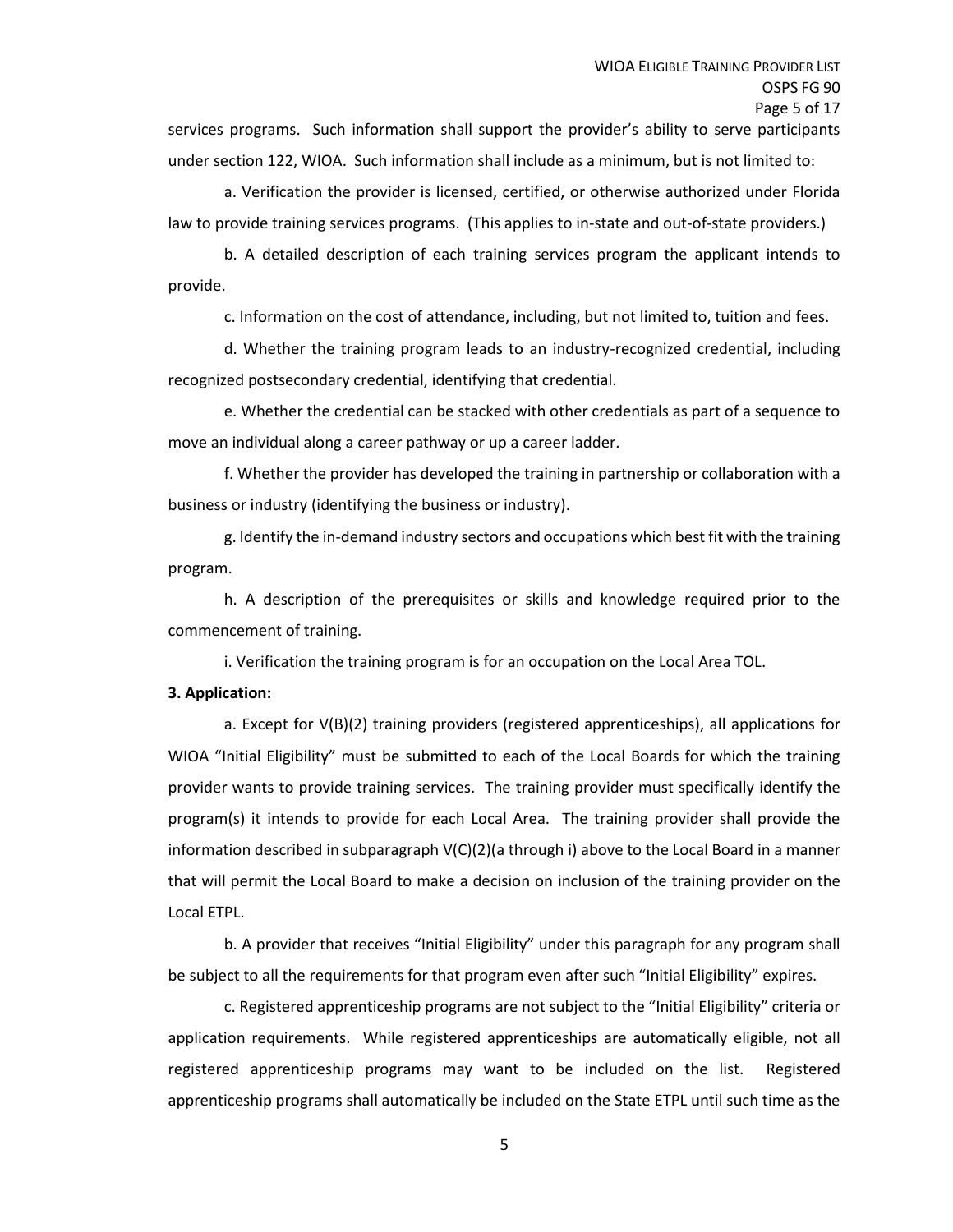services programs. Such information shall support the provider's ability to serve participants under section 122, WIOA. Such information shall include as a minimum, but is not limited to:

a. Verification the provider is licensed, certified, or otherwise authorized under Florida law to provide training services programs. (This applies to in-state and out-of-state providers.)

b. A detailed description of each training services program the applicant intends to provide.

c. Information on the cost of attendance, including, but not limited to, tuition and fees.

d. Whether the training program leads to an industry-recognized credential, including recognized postsecondary credential, identifying that credential.

e. Whether the credential can be stacked with other credentials as part of a sequence to move an individual along a career pathway or up a career ladder.

f. Whether the provider has developed the training in partnership or collaboration with a business or industry (identifying the business or industry).

g. Identify the in-demand industry sectors and occupations which best fit with the training program.

h. A description of the prerequisites or skills and knowledge required prior to the commencement of training.

i. Verification the training program is for an occupation on the Local Area TOL.

**3. Application:**

a. Except for V(B)(2) training providers (registered apprenticeships), all applications for WIOA "Initial Eligibility" must be submitted to each of the Local Boards for which the training provider wants to provide training services. The training provider must specifically identify the program(s) it intends to provide for each Local Area. The training provider shall provide the information described in subparagraph V(C)(2)(a through i) above to the Local Board in a manner that will permit the Local Board to make a decision on inclusion of the training provider on the Local ETPL.

b. A provider that receives "Initial Eligibility" under this paragraph for any program shall be subject to all the requirements for that program even after such "Initial Eligibility" expires.

c. Registered apprenticeship programs are not subject to the "Initial Eligibility" criteria or application requirements. While registered apprenticeships are automatically eligible, not all registered apprenticeship programs may want to be included on the list. Registered apprenticeship programs shall automatically be included on the State ETPL until such time as the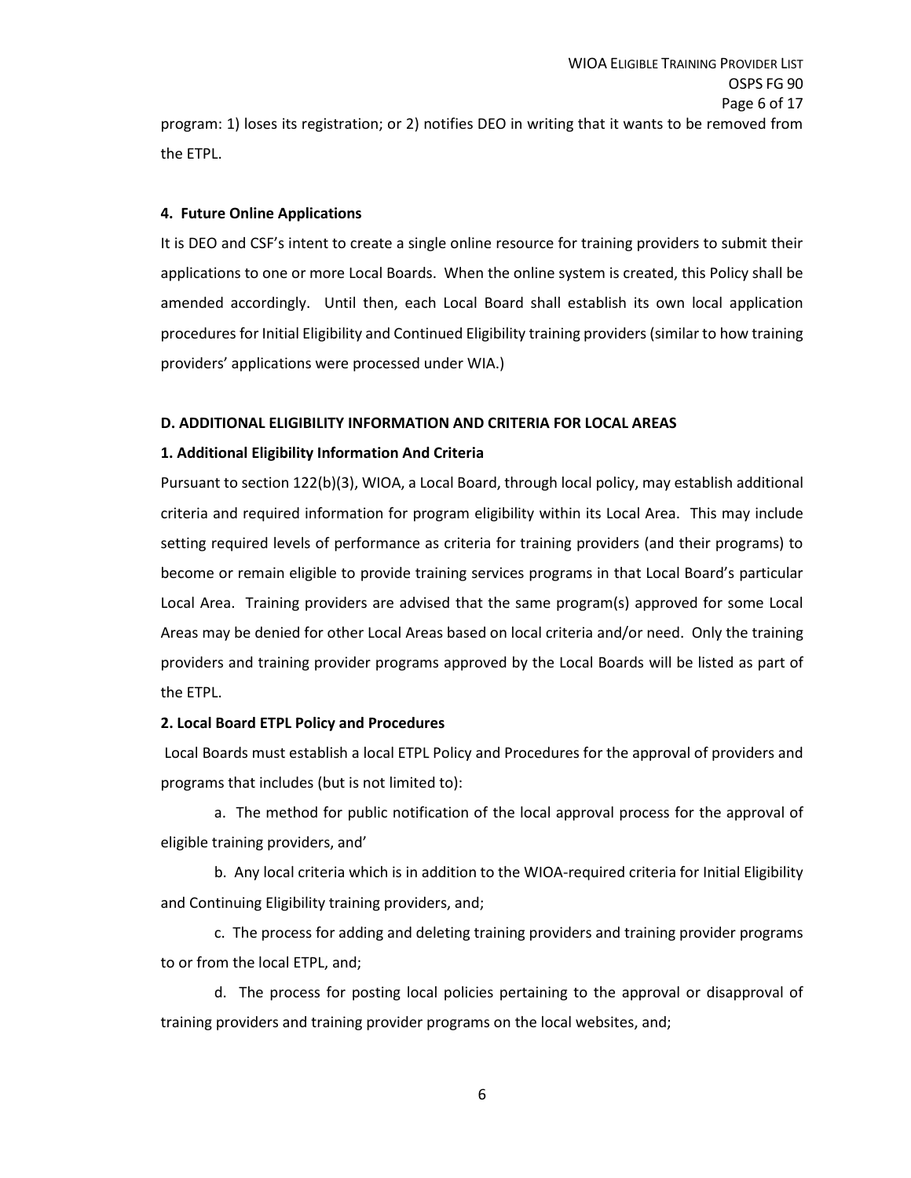program: 1) loses its registration; or 2) notifies DEO in writing that it wants to be removed from the ETPL.

**4. Future Online Applications**

It is DEO and CSF's intent to create a single online resource for training providers to submit their applications to one or more Local Boards. When the online system is created, this Policy shall be amended accordingly. Until then, each Local Board shall establish its own local application procedures for Initial Eligibility and Continued Eligibility training providers (similar to how training providers' applications were processed under WIA.)

**D. ADDITIONAL ELIGIBILITY INFORMATION AND CRITERIA FOR LOCAL AREAS**

**1. Additional Eligibility Information And Criteria**

Pursuant to section 122(b)(3), WIOA, a Local Board, through local policy, may establish additional criteria and required information for program eligibility within its Local Area. This may include setting required levels of performance as criteria for training providers (and their programs) to become or remain eligible to provide training services programs in that Local Board's particular Local Area. Training providers are advised that the same program(s) approved for some Local Areas may be denied for other Local Areas based on local criteria and/or need. Only the training providers and training provider programs approved by the Local Boards will be listed as part of the ETPL.

**2. Local Board ETPL Policy and Procedures**

Local Boards must establish a local ETPL Policy and Procedures for the approval of providers and programs that includes (but is not limited to):

a. The method for public notification of the local approval process for the approval of eligible training providers, and'

b. Any local criteria which is in addition to the WIOA-required criteria for Initial Eligibility and Continuing Eligibility training providers, and;

c. The process for adding and deleting training providers and training provider programs to or from the local ETPL, and;

d. The process for posting local policies pertaining to the approval or disapproval of training providers and training provider programs on the local websites, and;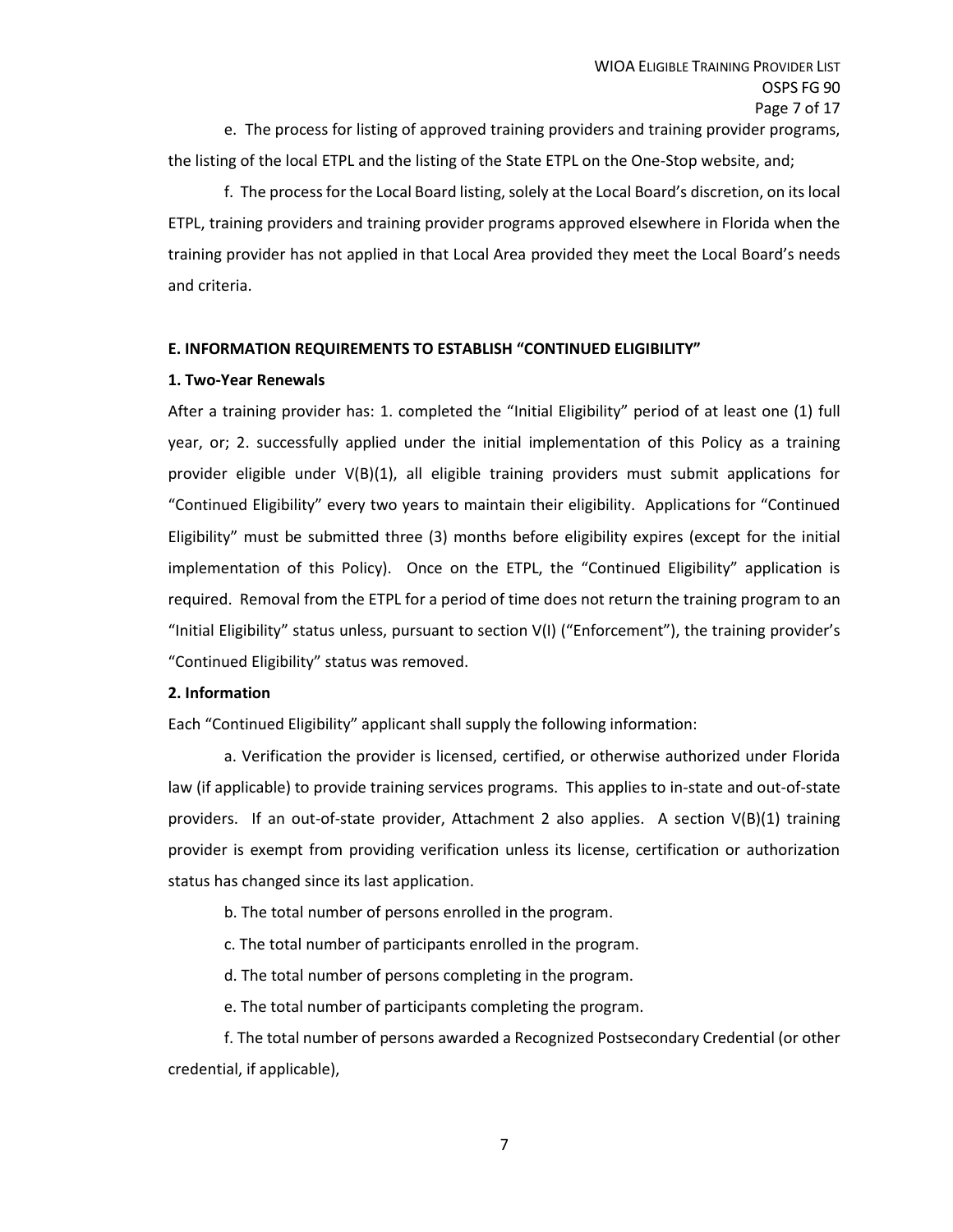e. The process for listing of approved training providers and training provider programs, the listing of the local ETPL and the listing of the State ETPL on the One-Stop website, and;

f. The process for the Local Board listing, solely at the Local Board's discretion, on its local ETPL, training providers and training provider programs approved elsewhere in Florida when the training provider has not applied in that Local Area provided they meet the Local Board's needs and criteria.

**E. INFORMATION REQUIREMENTS TO ESTABLISH "CONTINUED ELIGIBILITY"**

**1. Two-Year Renewals**

After a training provider has: 1. completed the "Initial Eligibility" period of at least one (1) full year, or; 2. successfully applied under the initial implementation of this Policy as a training provider eligible under V(B)(1), all eligible training providers must submit applications for "Continued Eligibility" every two years to maintain their eligibility. Applications for "Continued Eligibility" must be submitted three (3) months before eligibility expires (except for the initial implementation of this Policy). Once on the ETPL, the "Continued Eligibility" application is required. Removal from the ETPL for a period of time does not return the training program to an "Initial Eligibility" status unless, pursuant to section V(I) ("Enforcement"), the training provider's "Continued Eligibility" status was removed.

**2. Information**

Each "Continued Eligibility" applicant shall supply the following information:

a. Verification the provider is licensed, certified, or otherwise authorized under Florida law (if applicable) to provide training services programs. This applies to in-state and out-of-state providers. If an out-of-state provider, Attachment 2 also applies. A section V(B)(1) training provider is exempt from providing verification unless its license, certification or authorization status has changed since its last application.

b. The total number of persons enrolled in the program.

c. The total number of participants enrolled in the program.

d. The total number of persons completing in the program.

e. The total number of participants completing the program.

f. The total number of persons awarded a Recognized Postsecondary Credential (or other credential, if applicable),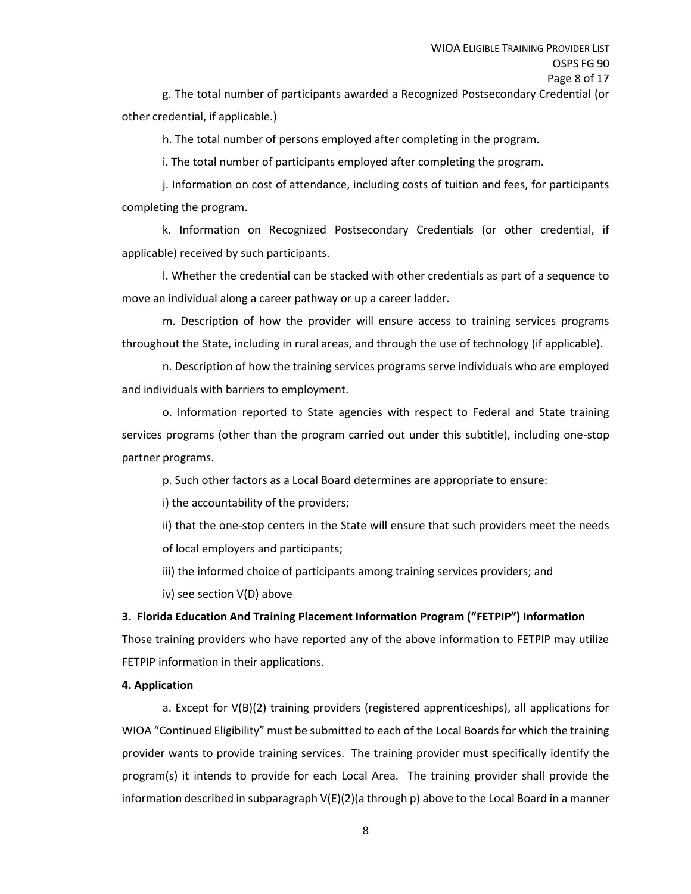g. The total number of participants awarded a Recognized Postsecondary Credential (or other credential, if applicable.)

h. The total number of persons employed after completing in the program.

i. The total number of participants employed after completing the program.

j. Information on cost of attendance, including costs of tuition and fees, for participants completing the program.

k. Information on Recognized Postsecondary Credentials (or other credential, if applicable) received by such participants.

l. Whether the credential can be stacked with other credentials as part of a sequence to move an individual along a career pathway or up a career ladder.

m. Description of how the provider will ensure access to training services programs throughout the State, including in rural areas, and through the use of technology (if applicable).

n. Description of how the training services programs serve individuals who are employed and individuals with barriers to employment.

o. Information reported to State agencies with respect to Federal and State training services programs (other than the program carried out under this subtitle), including one-stop partner programs.

p. Such other factors as a Local Board determines are appropriate to ensure:

i) the accountability of the providers;

ii) that the one-stop centers in the State will ensure that such providers meet the needs of local employers and participants;

iii) the informed choice of participants among training services providers; and

iv) see section V(D) above

**3. Florida Education And Training Placement Information Program ("FETPIP") Information**

Those training providers who have reported any of the above information to FETPIP may utilize FETPIP information in their applications.

**4. Application**

a. Except for V(B)(2) training providers (registered apprenticeships), all applications for WIOA "Continued Eligibility" must be submitted to each of the Local Boards for which the training provider wants to provide training services. The training provider must specifically identify the program(s) it intends to provide for each Local Area. The training provider shall provide the information described in subparagraph V(E)(2)(a through p) above to the Local Board in a manner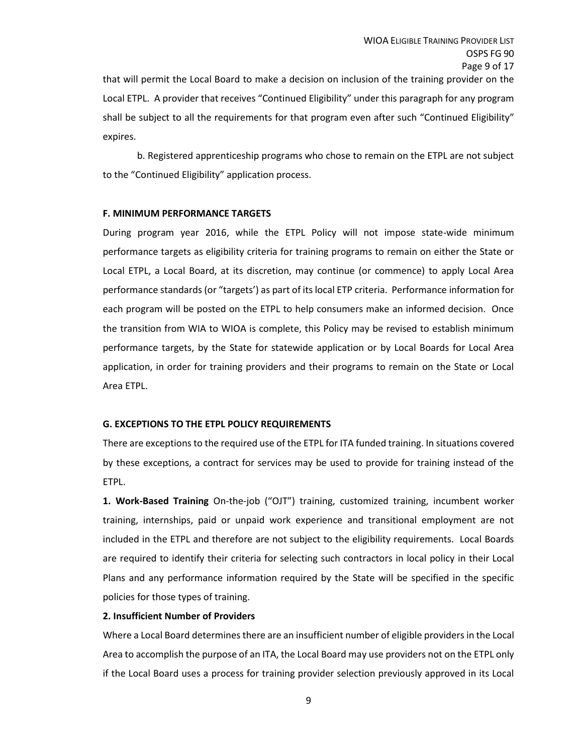that will permit the Local Board to make a decision on inclusion of the training provider on the Local ETPL. A provider that receives "Continued Eligibility" under this paragraph for any program shall be subject to all the requirements for that program even after such "Continued Eligibility" expires.

b. Registered apprenticeship programs who chose to remain on the ETPL are not subject to the "Continued Eligibility" application process.

### F. MINIMUM PERFORMANCE TARGETS

During program year 2016, while the ETPL Policy will not impose state-wide minimum performance targets as eligibility criteria for training programs to remain on either the State or Local ETPL, a Local Board, at its discretion, may continue (or commence) to apply Local Area performance standards (or "targets') as part of its local ETP criteria. Performance information for each program will be posted on the ETPL to help consumers make an informed decision. Once the transition from WIA to WIOA is complete, this Policy may be revised to establish minimum performance targets, by the State for statewide application or by Local Boards for Local Area application, in order for training providers and their programs to remain on the State or Local Area ETPL.

### G. EXCEPTIONS TO THE ETPL POLICY REQUIREMENTS

There are exceptions to the required use of the ETPL for ITA funded training. In situations covered by these exceptions, a contract for services may be used to provide for training instead of the ETPL.

**1. Work-Based Training** On-the-job ("OJT") training, customized training, incumbent worker training, internships, paid or unpaid work experience and transitional employment are not included in the ETPL and therefore are not subject to the eligibility requirements. Local Boards are required to identify their criteria for selecting such contractors in local policy in their Local Plans and any performance information required by the State will be specified in the specific policies for those types of training.

**2. Insufficient Number of Providers**

Where a Local Board determines there are an insufficient number of eligible providers in the Local Area to accomplish the purpose of an ITA, the Local Board may use providers not on the ETPL only if the Local Board uses a process for training provider selection previously approved in its Local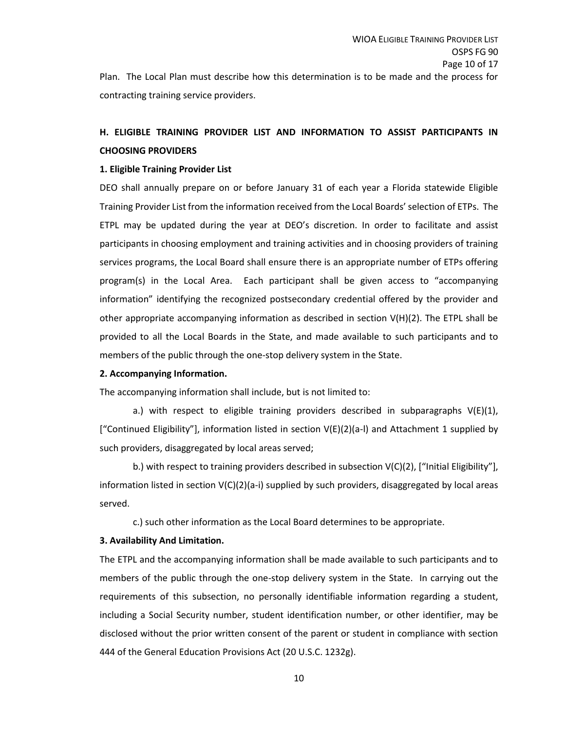Plan. The Local Plan must describe how this determination is to be made and the process for contracting training service providers.

## H. ELIGIBLE TRAINING PROVIDER LIST AND INFORMATION TO ASSIST PARTICIPANTS IN CHOOSING PROVIDERS

**1. Eligible Training Provider List**

DEO shall annually prepare on or before January 31 of each year a Florida statewide Eligible Training Provider List from the information received from the Local Boards' selection of ETPs. The ETPL may be updated during the year at DEO's discretion. In order to facilitate and assist participants in choosing employment and training activities and in choosing providers of training services programs, the Local Board shall ensure there is an appropriate number of ETPs offering program(s) in the Local Area. Each participant shall be given access to "accompanying information" identifying the recognized postsecondary credential offered by the provider and other appropriate accompanying information as described in section V(H)(2). The ETPL shall be provided to all the Local Boards in the State, and made available to such participants and to members of the public through the one-stop delivery system in the State.

**2. Accompanying Information.**

The accompanying information shall include, but is not limited to:

a.) with respect to eligible training providers described in subparagraphs V(E)(1), ["Continued Eligibility"], information listed in section V(E)(2)(a-l) and Attachment 1 supplied by such providers, disaggregated by local areas served;

b.) with respect to training providers described in subsection V(C)(2), ["Initial Eligibility"], information listed in section V(C)(2)(a-i) supplied by such providers, disaggregated by local areas served.

c.) such other information as the Local Board determines to be appropriate.

**3. Availability And Limitation.**

The ETPL and the accompanying information shall be made available to such participants and to members of the public through the one-stop delivery system in the State. In carrying out the requirements of this subsection, no personally identifiable information regarding a student, including a Social Security number, student identification number, or other identifier, may be disclosed without the prior written consent of the parent or student in compliance with section 444 of the General Education Provisions Act (20 U.S.C. 1232g).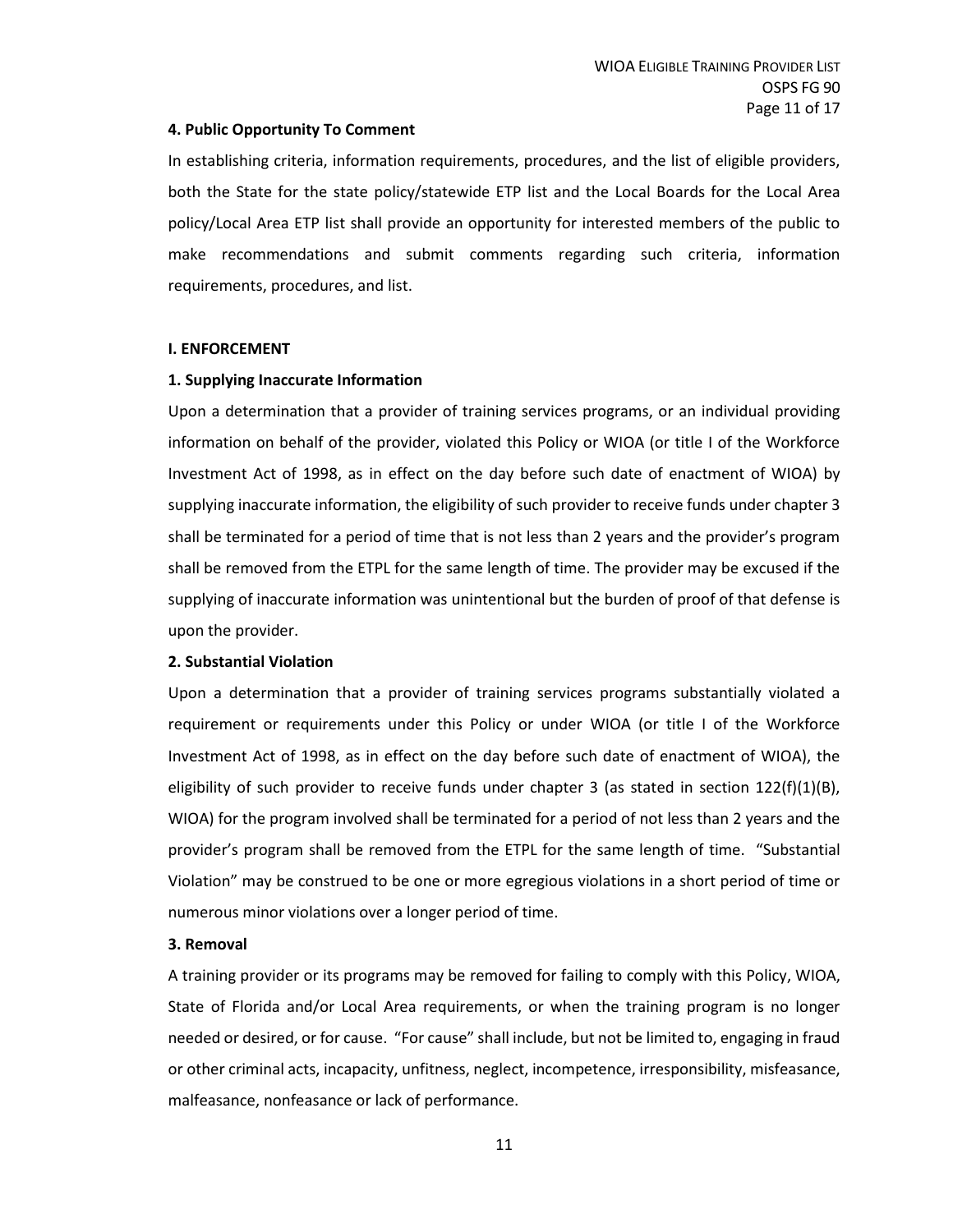**4. Public Opportunity To Comment**

In establishing criteria, information requirements, procedures, and the list of eligible providers, both the State for the state policy/statewide ETP list and the Local Boards for the Local Area policy/Local Area ETP list shall provide an opportunity for interested members of the public to make recommendations and submit comments regarding such criteria, information requirements, procedures, and list.

**I. ENFORCEMENT**

**1. Supplying Inaccurate Information**

Upon a determination that a provider of training services programs, or an individual providing information on behalf of the provider, violated this Policy or WIOA (or title I of the Workforce Investment Act of 1998, as in effect on the day before such date of enactment of WIOA) by supplying inaccurate information, the eligibility of such provider to receive funds under chapter 3 shall be terminated for a period of time that is not less than 2 years and the provider's program shall be removed from the ETPL for the same length of time. The provider may be excused if the supplying of inaccurate information was unintentional but the burden of proof of that defense is upon the provider.

**2. Substantial Violation**

Upon a determination that a provider of training services programs substantially violated a requirement or requirements under this Policy or under WIOA (or title I of the Workforce Investment Act of 1998, as in effect on the day before such date of enactment of WIOA), the eligibility of such provider to receive funds under chapter 3 (as stated in section 122(f)(1)(B), WIOA) for the program involved shall be terminated for a period of not less than 2 years and the provider's program shall be removed from the ETPL for the same length of time. "Substantial Violation" may be construed to be one or more egregious violations in a short period of time or numerous minor violations over a longer period of time.

**3. Removal**

A training provider or its programs may be removed for failing to comply with this Policy, WIOA, State of Florida and/or Local Area requirements, or when the training program is no longer needed or desired, or for cause. "For cause" shall include, but not be limited to, engaging in fraud or other criminal acts, incapacity, unfitness, neglect, incompetence, irresponsibility, misfeasance, malfeasance, nonfeasance or lack of performance.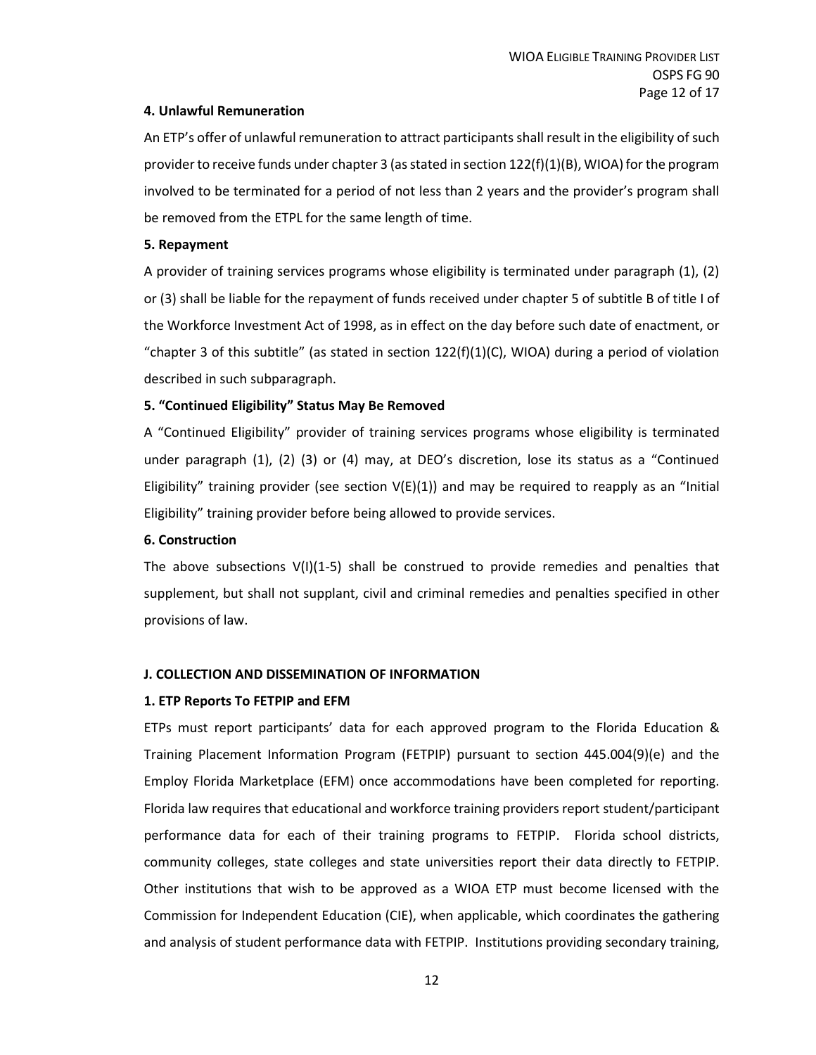**4. Unlawful Remuneration**

An ETP's offer of unlawful remuneration to attract participants shall result in the eligibility of such provider to receive funds under chapter 3 (as stated in section 122(f)(1)(B), WIOA) for the program involved to be terminated for a period of not less than 2 years and the provider's program shall be removed from the ETPL for the same length of time.

**5. Repayment**

A provider of training services programs whose eligibility is terminated under paragraph (1), (2) or (3) shall be liable for the repayment of funds received under chapter 5 of subtitle B of title I of the Workforce Investment Act of 1998, as in effect on the day before such date of enactment, or "chapter 3 of this subtitle" (as stated in section 122(f)(1)(C), WIOA) during a period of violation described in such subparagraph.

**5. "Continued Eligibility" Status May Be Removed**

A "Continued Eligibility" provider of training services programs whose eligibility is terminated under paragraph (1), (2) (3) or (4) may, at DEO's discretion, lose its status as a "Continued Eligibility" training provider (see section V(E)(1)) and may be required to reapply as an "Initial Eligibility" training provider before being allowed to provide services.

**6. Construction**

The above subsections V(I)(1-5) shall be construed to provide remedies and penalties that supplement, but shall not supplant, civil and criminal remedies and penalties specified in other provisions of law.

**J. COLLECTION AND DISSEMINATION OF INFORMATION**

**1. ETP Reports To FETPIP and EFM**

ETPs must report participants' data for each approved program to the Florida Education & Training Placement Information Program (FETPIP) pursuant to section 445.004(9)(e) and the Employ Florida Marketplace (EFM) once accommodations have been completed for reporting. Florida law requires that educational and workforce training providers report student/participant performance data for each of their training programs to FETPIP. Florida school districts, community colleges, state colleges and state universities report their data directly to FETPIP. Other institutions that wish to be approved as a WIOA ETP must become licensed with the Commission for Independent Education (CIE), when applicable, which coordinates the gathering and analysis of student performance data with FETPIP. Institutions providing secondary training,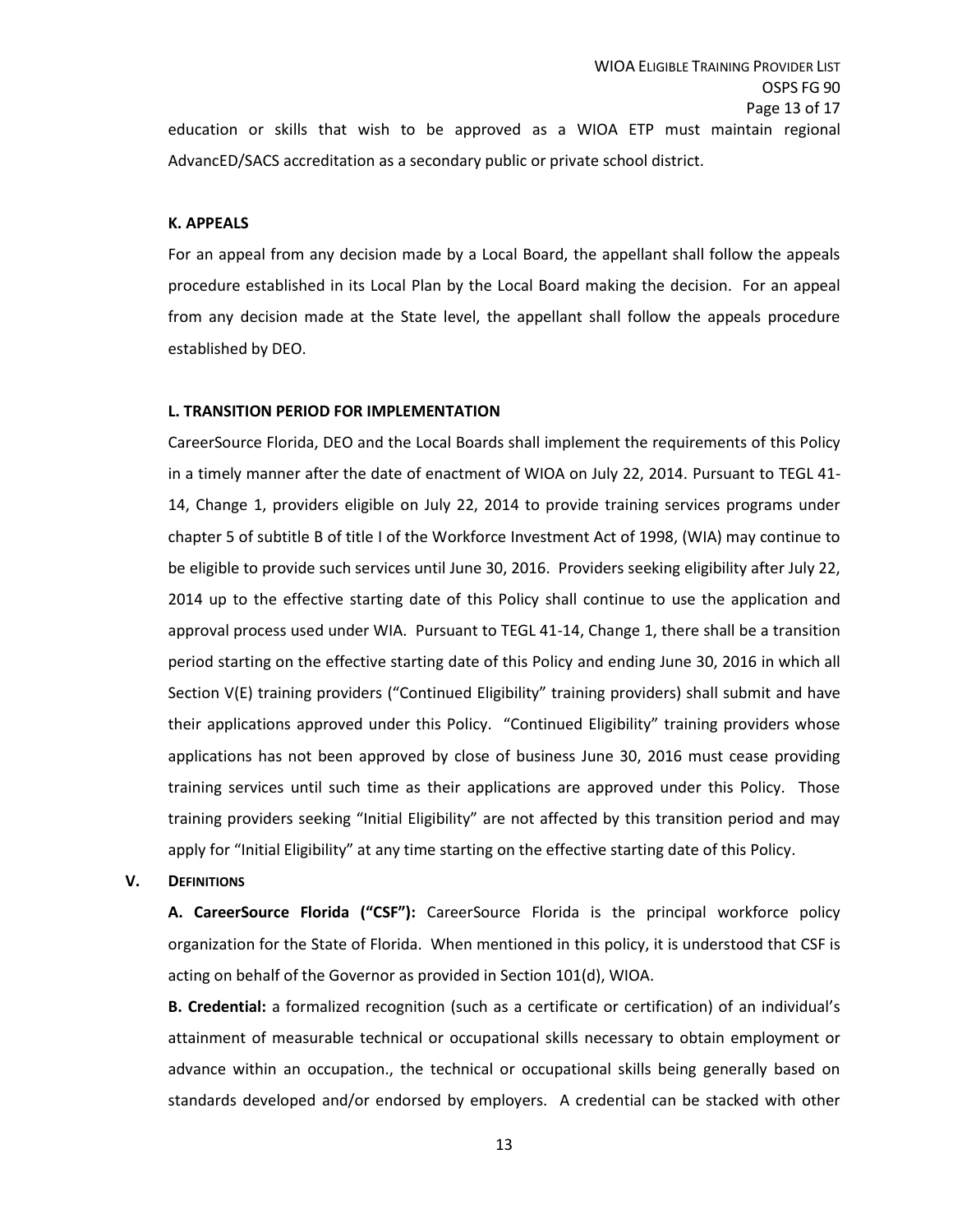education or skills that wish to be approved as a WIOA ETP must maintain regional AdvancED/SACS accreditation as a secondary public or private school district.

**K. APPEALS**

For an appeal from any decision made by a Local Board, the appellant shall follow the appeals procedure established in its Local Plan by the Local Board making the decision. For an appeal from any decision made at the State level, the appellant shall follow the appeals procedure established by DEO.

**L. TRANSITION PERIOD FOR IMPLEMENTATION**

CareerSource Florida, DEO and the Local Boards shall implement the requirements of this Policy in a timely manner after the date of enactment of WIOA on July 22, 2014. Pursuant to TEGL 41-14, Change 1, providers eligible on July 22, 2014 to provide training services programs under chapter 5 of subtitle B of title I of the Workforce Investment Act of 1998, (WIA) may continue to be eligible to provide such services until June 30, 2016. Providers seeking eligibility after July 22, 2014 up to the effective starting date of this Policy shall continue to use the application and approval process used under WIA. Pursuant to TEGL 41-14, Change 1, there shall be a transition period starting on the effective starting date of this Policy and ending June 30, 2016 in which all Section V(E) training providers ("Continued Eligibility" training providers) shall submit and have their applications approved under this Policy. "Continued Eligibility" training providers whose applications has not been approved by close of business June 30, 2016 must cease providing training services until such time as their applications are approved under this Policy. Those training providers seeking "Initial Eligibility" are not affected by this transition period and may apply for "Initial Eligibility" at any time starting on the effective starting date of this Policy.

## V. DEFINITIONS

**A. CareerSource Florida ("CSF"):** CareerSource Florida is the principal workforce policy organization for the State of Florida. When mentioned in this policy, it is understood that CSF is acting on behalf of the Governor as provided in Section 101(d), WIOA.

**B. Credential:** a formalized recognition (such as a certificate or certification) of an individual's attainment of measurable technical or occupational skills necessary to obtain employment or advance within an occupation., the technical or occupational skills being generally based on standards developed and/or endorsed by employers. A credential can be stacked with other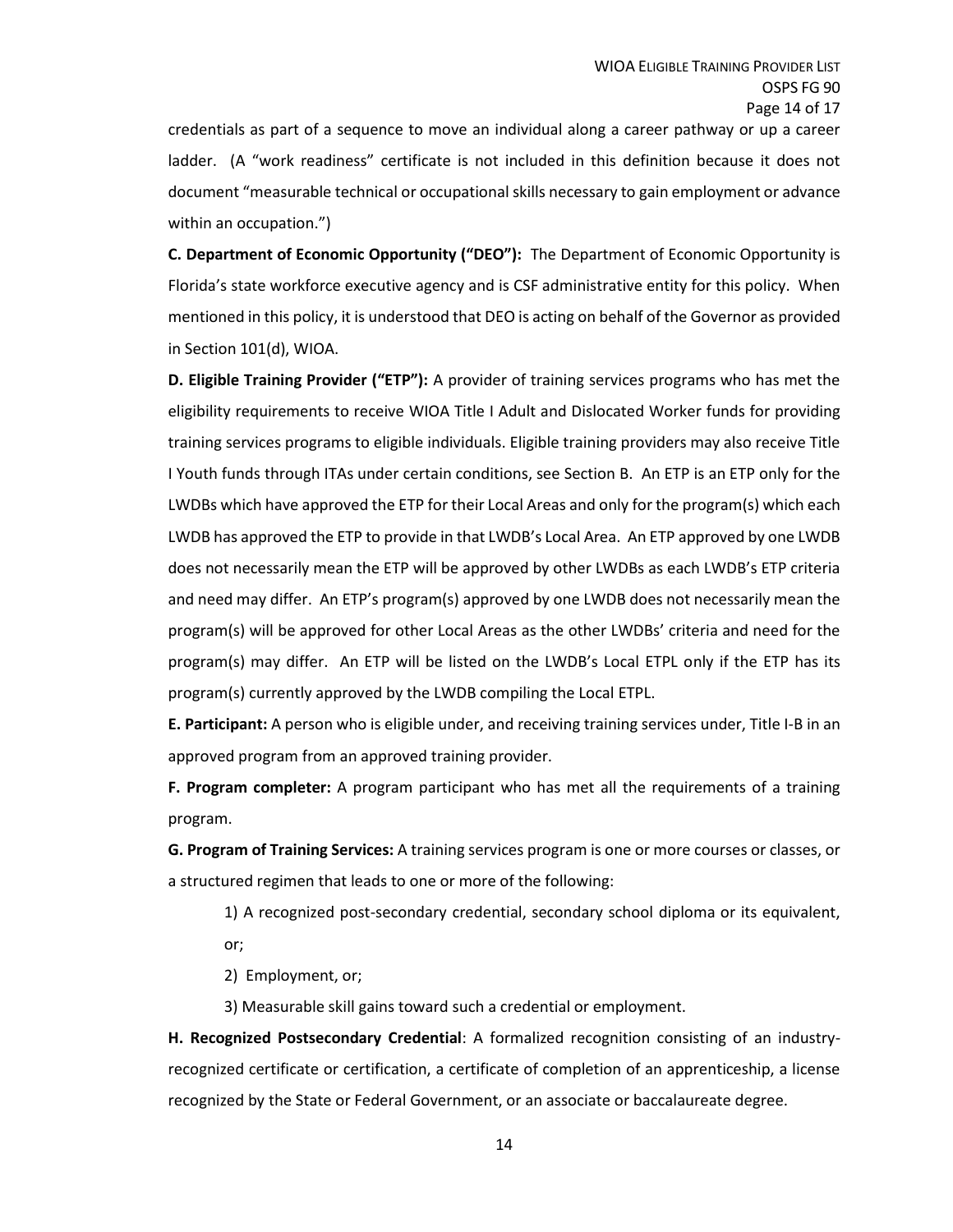credentials as part of a sequence to move an individual along a career pathway or up a career ladder. (A "work readiness" certificate is not included in this definition because it does not document "measurable technical or occupational skills necessary to gain employment or advance within an occupation.")

**C. Department of Economic Opportunity ("DEO"):** The Department of Economic Opportunity is Florida's state workforce executive agency and is CSF administrative entity for this policy. When mentioned in this policy, it is understood that DEO is acting on behalf of the Governor as provided in Section 101(d), WIOA.

**D. Eligible Training Provider ("ETP"):** A provider of training services programs who has met the eligibility requirements to receive WIOA Title I Adult and Dislocated Worker funds for providing training services programs to eligible individuals. Eligible training providers may also receive Title I Youth funds through ITAs under certain conditions, see Section B. An ETP is an ETP only for the LWDBs which have approved the ETP for their Local Areas and only for the program(s) which each LWDB has approved the ETP to provide in that LWDB's Local Area. An ETP approved by one LWDB does not necessarily mean the ETP will be approved by other LWDBs as each LWDB's ETP criteria and need may differ. An ETP's program(s) approved by one LWDB does not necessarily mean the program(s) will be approved for other Local Areas as the other LWDBs' criteria and need for the program(s) may differ. An ETP will be listed on the LWDB's Local ETPL only if the ETP has its program(s) currently approved by the LWDB compiling the Local ETPL.

**E. Participant:** A person who is eligible under, and receiving training services under, Title I-B in an approved program from an approved training provider.

**F. Program completer:** A program participant who has met all the requirements of a training program.

**G. Program of Training Services:** A training services program is one or more courses or classes, or a structured regimen that leads to one or more of the following:

1) A recognized post-secondary credential, secondary school diploma or its equivalent, or;

2) Employment, or;

3) Measurable skill gains toward such a credential or employment.

**H. Recognized Postsecondary Credential**: A formalized recognition consisting of an industry-recognized certificate or certification, a certificate of completion of an apprenticeship, a license recognized by the State or Federal Government, or an associate or baccalaureate degree.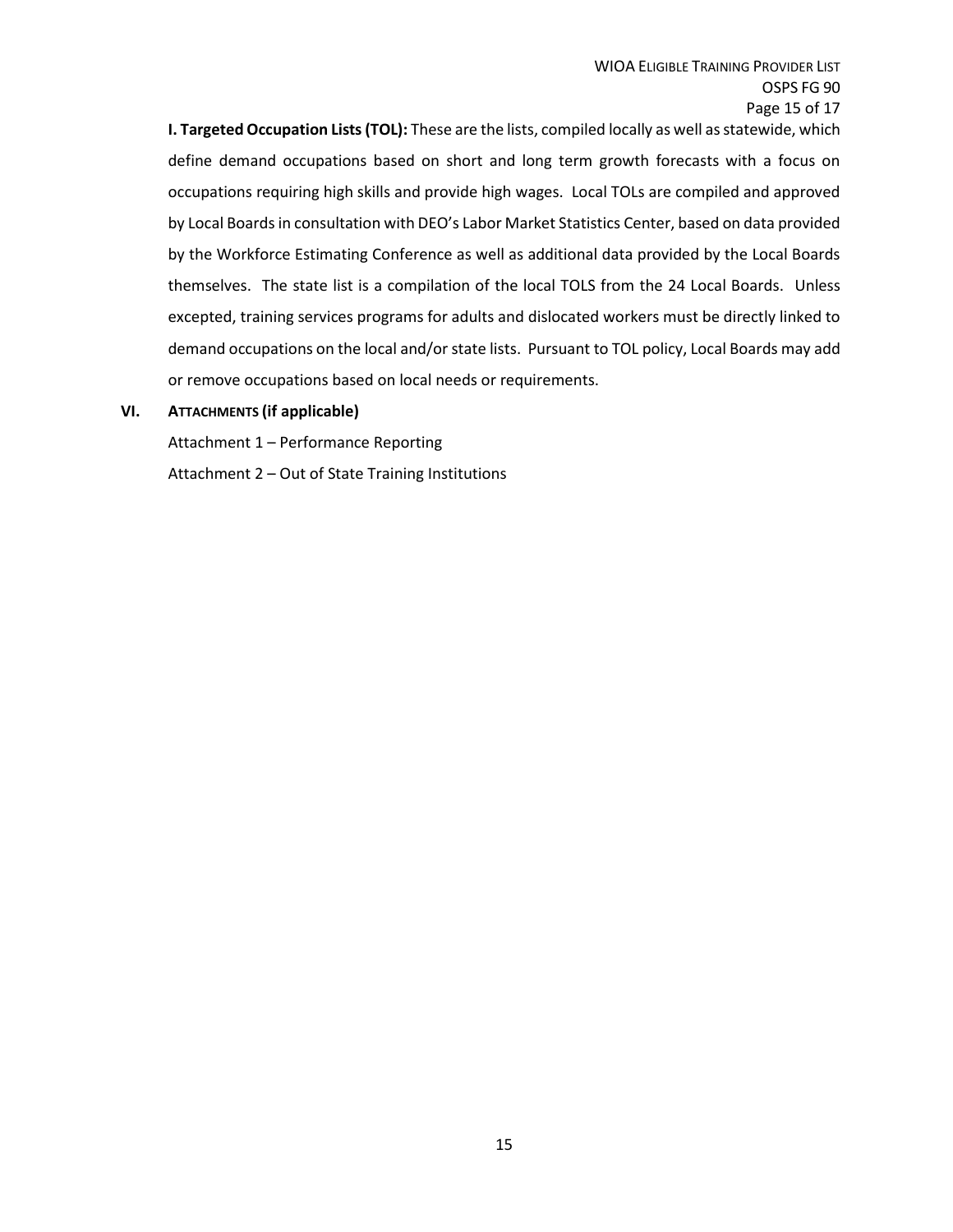**I. Targeted Occupation Lists (TOL):** These are the lists, compiled locally as well as statewide, which define demand occupations based on short and long term growth forecasts with a focus on occupations requiring high skills and provide high wages. Local TOLs are compiled and approved by Local Boards in consultation with DEO's Labor Market Statistics Center, based on data provided by the Workforce Estimating Conference as well as additional data provided by the Local Boards themselves. The state list is a compilation of the local TOLS from the 24 Local Boards. Unless excepted, training services programs for adults and dislocated workers must be directly linked to demand occupations on the local and/or state lists. Pursuant to TOL policy, Local Boards may add or remove occupations based on local needs or requirements.

## VI. ATTACHMENTS (if applicable)

Attachment 1 – Performance Reporting

Attachment 2 – Out of State Training Institutions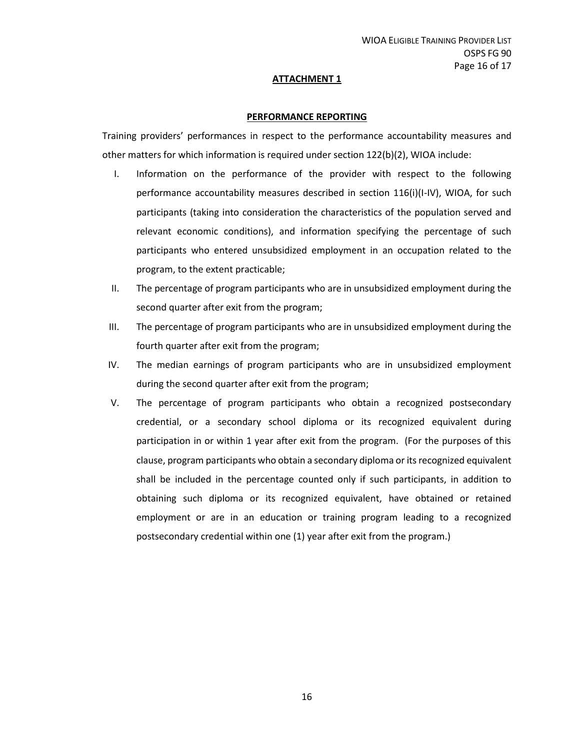## ATTACHMENT 1

### PERFORMANCE REPORTING

Training providers' performances in respect to the performance accountability measures and other matters for which information is required under section 122(b)(2), WIOA include:

I. Information on the performance of the provider with respect to the following performance accountability measures described in section 116(i)(I-IV), WIOA, for such participants (taking into consideration the characteristics of the population served and relevant economic conditions), and information specifying the percentage of such participants who entered unsubsidized employment in an occupation related to the program, to the extent practicable;

II. The percentage of program participants who are in unsubsidized employment during the second quarter after exit from the program;

III. The percentage of program participants who are in unsubsidized employment during the fourth quarter after exit from the program;

IV. The median earnings of program participants who are in unsubsidized employment during the second quarter after exit from the program;

V. The percentage of program participants who obtain a recognized postsecondary credential, or a secondary school diploma or its recognized equivalent during participation in or within 1 year after exit from the program. (For the purposes of this clause, program participants who obtain a secondary diploma or its recognized equivalent shall be included in the percentage counted only if such participants, in addition to obtaining such diploma or its recognized equivalent, have obtained or retained employment or are in an education or training program leading to a recognized postsecondary credential within one (1) year after exit from the program.)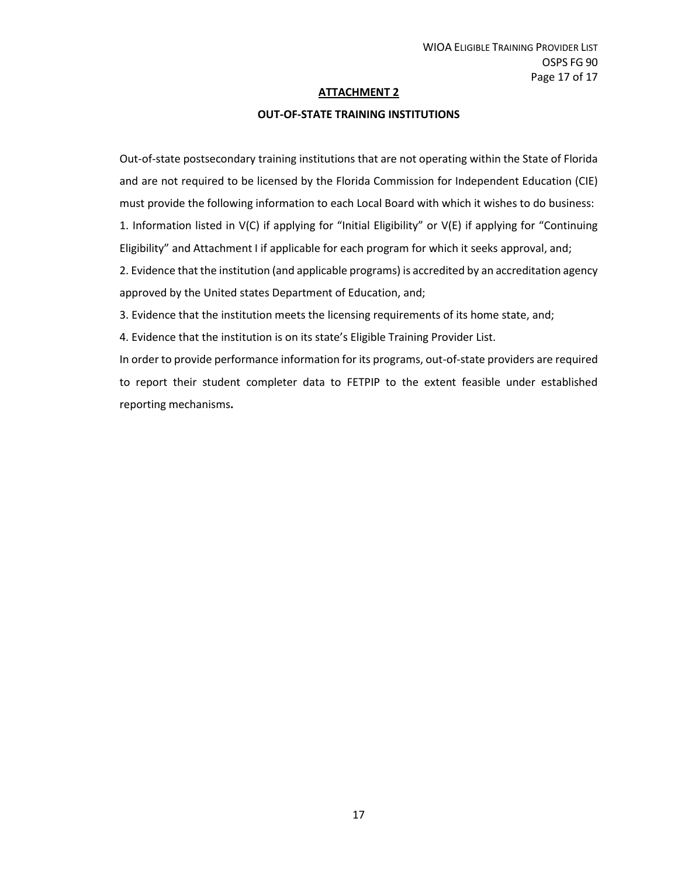## ATTACHMENT 2

### OUT-OF-STATE TRAINING INSTITUTIONS

Out-of-state postsecondary training institutions that are not operating within the State of Florida and are not required to be licensed by the Florida Commission for Independent Education (CIE) must provide the following information to each Local Board with which it wishes to do business:

1. Information listed in V(C) if applying for "Initial Eligibility" or V(E) if applying for "Continuing Eligibility" and Attachment I if applicable for each program for which it seeks approval, and;
2. Evidence that the institution (and applicable programs) is accredited by an accreditation agency approved by the United states Department of Education, and;
3. Evidence that the institution meets the licensing requirements of its home state, and;
4. Evidence that the institution is on its state's Eligible Training Provider List.

In order to provide performance information for its programs, out-of-state providers are required to report their student completer data to FETPIP to the extent feasible under established reporting mechanisms.